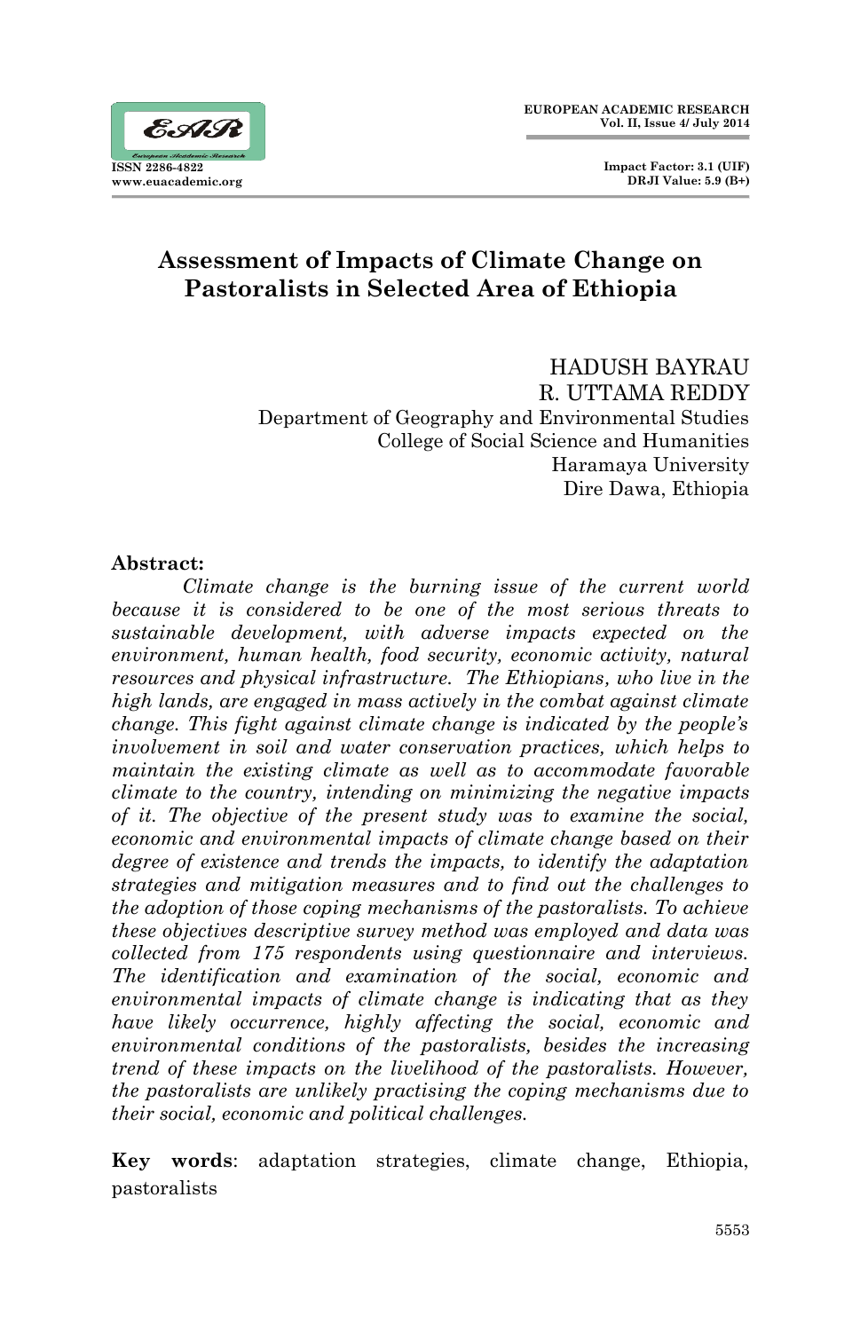# Assessment of Impacts of Climate Change on Pastoralists in Selected Area of Ethiopia

HADUSH BAYRAU
R. UTTAMA REDDY
Department of Geography and Environmental Studies
College of Social Science and Humanities
Haramaya University
Dire Dawa, Ethiopia

**Abstract:**

*Climate change is the burning issue of the current world because it is considered to be one of the most serious threats to sustainable development, with adverse impacts expected on the environment, human health, food security, economic activity, natural resources and physical infrastructure. The Ethiopians, who live in the high lands, are engaged in mass actively in the combat against climate change. This fight against climate change is indicated by the people's involvement in soil and water conservation practices, which helps to maintain the existing climate as well as to accommodate favorable climate to the country, intending on minimizing the negative impacts of it. The objective of the present study was to examine the social, economic and environmental impacts of climate change based on their degree of existence and trends the impacts, to identify the adaptation strategies and mitigation measures and to find out the challenges to the adoption of those coping mechanisms of the pastoralists. To achieve these objectives descriptive survey method was employed and data was collected from 175 respondents using questionnaire and interviews. The identification and examination of the social, economic and environmental impacts of climate change is indicating that as they have likely occurrence, highly affecting the social, economic and environmental conditions of the pastoralists, besides the increasing trend of these impacts on the livelihood of the pastoralists. However, the pastoralists are unlikely practising the coping mechanisms due to their social, economic and political challenges.*

**Key words**: adaptation strategies, climate change, Ethiopia, pastoralists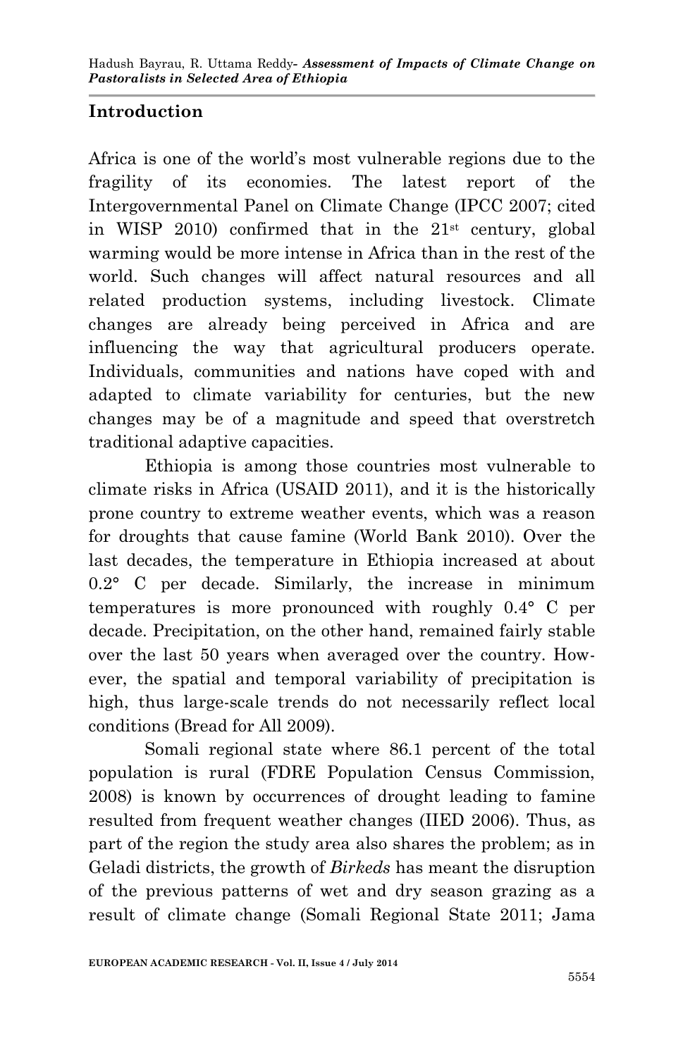## Introduction

Africa is one of the world's most vulnerable regions due to the fragility of its economies. The latest report of the Intergovernmental Panel on Climate Change (IPCC 2007; cited in WISP 2010) confirmed that in the 21st century, global warming would be more intense in Africa than in the rest of the world. Such changes will affect natural resources and all related production systems, including livestock. Climate changes are already being perceived in Africa and are influencing the way that agricultural producers operate. Individuals, communities and nations have coped with and adapted to climate variability for centuries, but the new changes may be of a magnitude and speed that overstretch traditional adaptive capacities.

Ethiopia is among those countries most vulnerable to climate risks in Africa (USAID 2011), and it is the historically prone country to extreme weather events, which was a reason for droughts that cause famine (World Bank 2010). Over the last decades, the temperature in Ethiopia increased at about 0.2° C per decade. Similarly, the increase in minimum temperatures is more pronounced with roughly 0.4° C per decade. Precipitation, on the other hand, remained fairly stable over the last 50 years when averaged over the country. However, the spatial and temporal variability of precipitation is high, thus large-scale trends do not necessarily reflect local conditions (Bread for All 2009).

Somali regional state where 86.1 percent of the total population is rural (FDRE Population Census Commission, 2008) is known by occurrences of drought leading to famine resulted from frequent weather changes (IIED 2006). Thus, as part of the region the study area also shares the problem; as in Geladi districts, the growth of *Birkeds* has meant the disruption of the previous patterns of wet and dry season grazing as a result of climate change (Somali Regional State 2011; Jama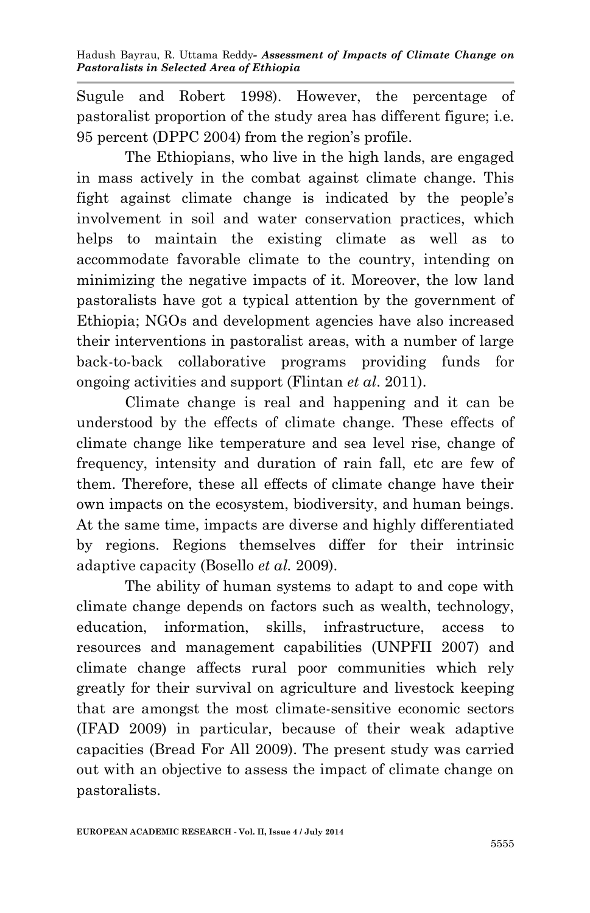Sugule and Robert 1998). However, the percentage of pastoralist proportion of the study area has different figure; i.e. 95 percent (DPPC 2004) from the region's profile.

The Ethiopians, who live in the high lands, are engaged in mass actively in the combat against climate change. This fight against climate change is indicated by the people's involvement in soil and water conservation practices, which helps to maintain the existing climate as well as to accommodate favorable climate to the country, intending on minimizing the negative impacts of it. Moreover, the low land pastoralists have got a typical attention by the government of Ethiopia; NGOs and development agencies have also increased their interventions in pastoralist areas, with a number of large back-to-back collaborative programs providing funds for ongoing activities and support (Flintan *et al*. 2011).

Climate change is real and happening and it can be understood by the effects of climate change. These effects of climate change like temperature and sea level rise, change of frequency, intensity and duration of rain fall, etc are few of them. Therefore, these all effects of climate change have their own impacts on the ecosystem, biodiversity, and human beings. At the same time, impacts are diverse and highly differentiated by regions. Regions themselves differ for their intrinsic adaptive capacity (Bosello *et al.* 2009).

The ability of human systems to adapt to and cope with climate change depends on factors such as wealth, technology, education, information, skills, infrastructure, access to resources and management capabilities (UNPFII 2007) and climate change affects rural poor communities which rely greatly for their survival on agriculture and livestock keeping that are amongst the most climate-sensitive economic sectors (IFAD 2009) in particular, because of their weak adaptive capacities (Bread For All 2009). The present study was carried out with an objective to assess the impact of climate change on pastoralists.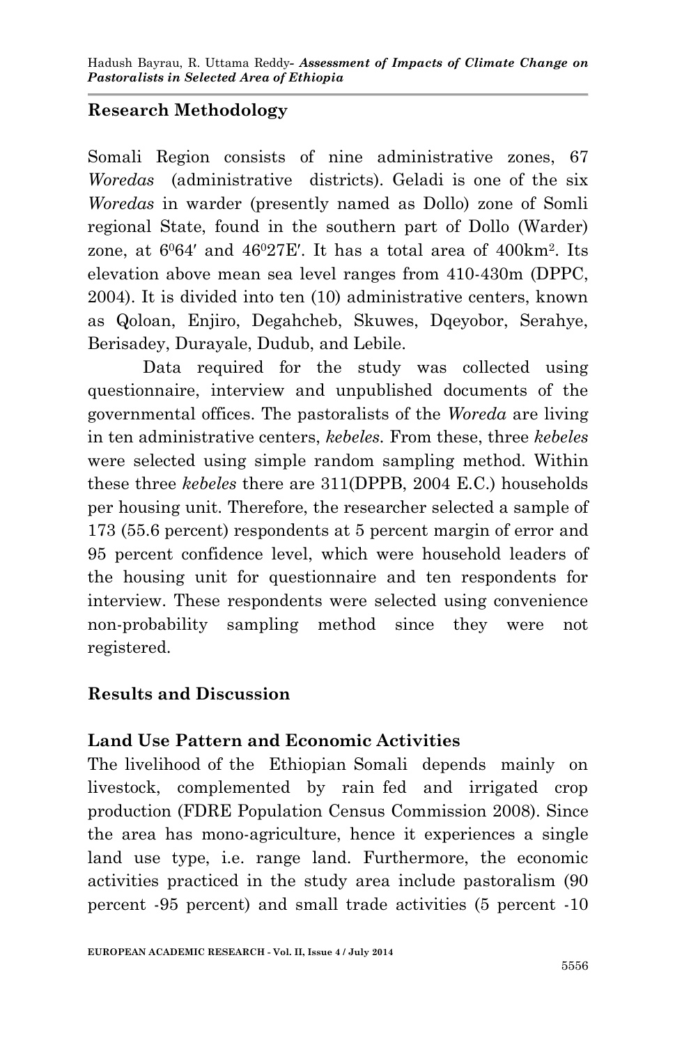## Research Methodology

Somali Region consists of nine administrative zones, 67 *Woredas* (administrative districts). Geladi is one of the six *Woredas* in warder (presently named as Dollo) zone of Somli regional State, found in the southern part of Dollo (Warder) zone, at $6^{0}64'$ and $46^{0}27E'$. It has a total area of $400km^2$. Its elevation above mean sea level ranges from 410-430m (DPPC, 2004). It is divided into ten (10) administrative centers, known as Qoloan, Enjiro, Degahcheb, Skuwes, Dqeyobor, Serahye, Berisadey, Durayale, Dudub, and Lebile.

Data required for the study was collected using questionnaire, interview and unpublished documents of the governmental offices. The pastoralists of the *Woreda* are living in ten administrative centers, *kebeles*. From these, three *kebeles* were selected using simple random sampling method. Within these three *kebeles* there are 311(DPPB, 2004 E.C.) households per housing unit. Therefore, the researcher selected a sample of 173 (55.6 percent) respondents at 5 percent margin of error and 95 percent confidence level, which were household leaders of the housing unit for questionnaire and ten respondents for interview. These respondents were selected using convenience non-probability sampling method since they were not registered.

## Results and Discussion

### Land Use Pattern and Economic Activities

The livelihood of the Ethiopian Somali depends mainly on livestock, complemented by rain fed and irrigated crop production (FDRE Population Census Commission 2008). Since the area has mono-agriculture, hence it experiences a single land use type, i.e. range land. Furthermore, the economic activities practiced in the study area include pastoralism (90 percent -95 percent) and small trade activities (5 percent -10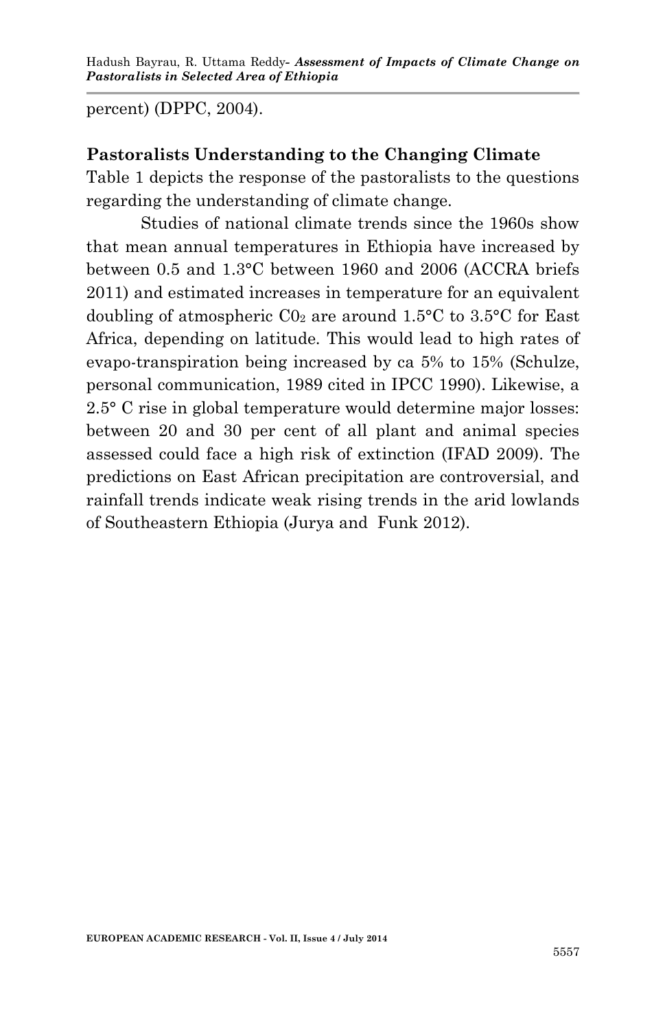percent) (DPPC, 2004).

**Pastoralists Understanding to the Changing Climate**

Table 1 depicts the response of the pastoralists to the questions regarding the understanding of climate change.

Studies of national climate trends since the 1960s show that mean annual temperatures in Ethiopia have increased by between 0.5 and 1.3°C between 1960 and 2006 (ACCRA briefs 2011) and estimated increases in temperature for an equivalent doubling of atmospheric $C0_2$ are around 1.5°C to 3.5°C for East Africa, depending on latitude. This would lead to high rates of evapo-transpiration being increased by ca 5% to 15% (Schulze, personal communication, 1989 cited in IPCC 1990). Likewise, a 2.5° C rise in global temperature would determine major losses: between 20 and 30 per cent of all plant and animal species assessed could face a high risk of extinction (IFAD 2009). The predictions on East African precipitation are controversial, and rainfall trends indicate weak rising trends in the arid lowlands of Southeastern Ethiopia (Jurya and Funk 2012).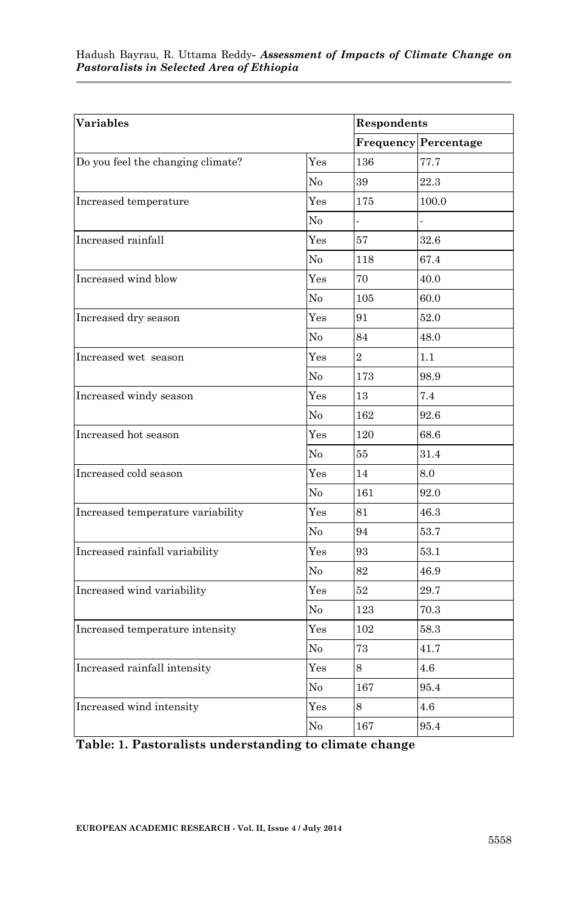| Variables | | Respondents | |
|---|---|---|---|
| | | Frequency | Percentage |
| Do you feel the changing climate? | Yes | 136 | 77.7 |
| | No | 39 | 22.3 |
| Increased temperature | Yes | 175 | 100.0 |
| | No | - | - |
| Increased rainfall | Yes | 57 | 32.6 |
| | No | 118 | 67.4 |
| Increased wind blow | Yes | 70 | 40.0 |
| | No | 105 | 60.0 |
| Increased dry season | Yes | 91 | 52.0 |
| | No | 84 | 48.0 |
| Increased wet season | Yes | 2 | 1.1 |
| | No | 173 | 98.9 |
| Increased windy season | Yes | 13 | 7.4 |
| | No | 162 | 92.6 |
| Increased hot season | Yes | 120 | 68.6 |
| | No | 55 | 31.4 |
| Increased cold season | Yes | 14 | 8.0 |
| | No | 161 | 92.0 |
| Increased temperature variability | Yes | 81 | 46.3 |
| | No | 94 | 53.7 |
| Increased rainfall variability | Yes | 93 | 53.1 |
| | No | 82 | 46.9 |
| Increased wind variability | Yes | 52 | 29.7 |
| | No | 123 | 70.3 |
| Increased temperature intensity | Yes | 102 | 58.3 |
| | No | 73 | 41.7 |
| Increased rainfall intensity | Yes | 8 | 4.6 |
| | No | 167 | 95.4 |
| Increased wind intensity | Yes | 8 | 4.6 |
| | No | 167 | 95.4 |

**Table: 1. Pastoralists understanding to climate change**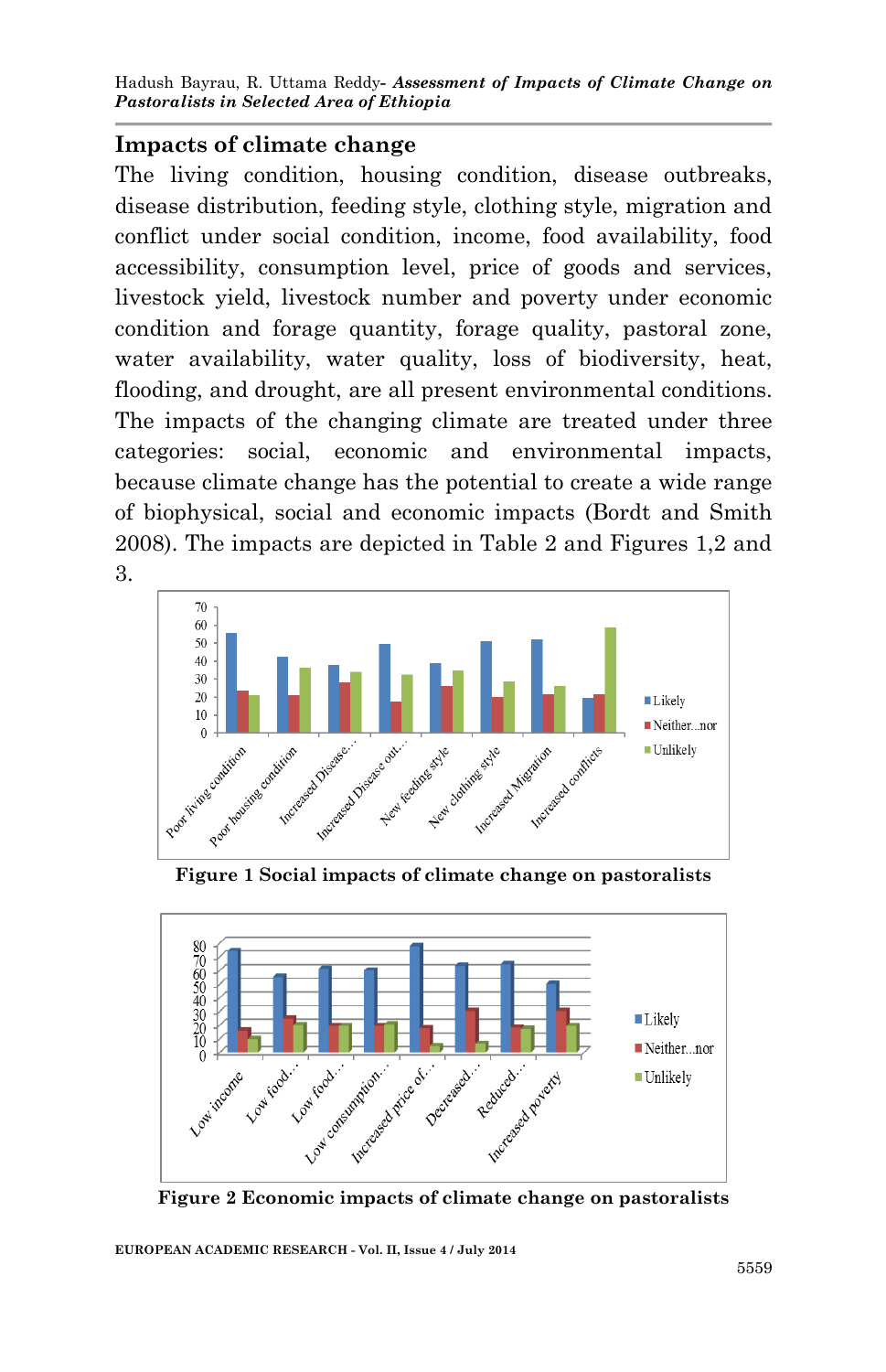## Impacts of climate change

The living condition, housing condition, disease outbreaks, disease distribution, feeding style, clothing style, migration and conflict under social condition, income, food availability, food accessibility, consumption level, price of goods and services, livestock yield, livestock number and poverty under economic condition and forage quantity, forage quality, pastoral zone, water availability, water quality, loss of biodiversity, heat, flooding, and drought, are all present environmental conditions. The impacts of the changing climate are treated under three categories: social, economic and environmental impacts, because climate change has the potential to create a wide range of biophysical, social and economic impacts (Bordt and Smith 2008). The impacts are depicted in Table 2 and Figures 1,2 and 3.

**Figure 1 Social impacts of climate change on pastoralists**

**Figure 2 Economic impacts of climate change on pastoralists**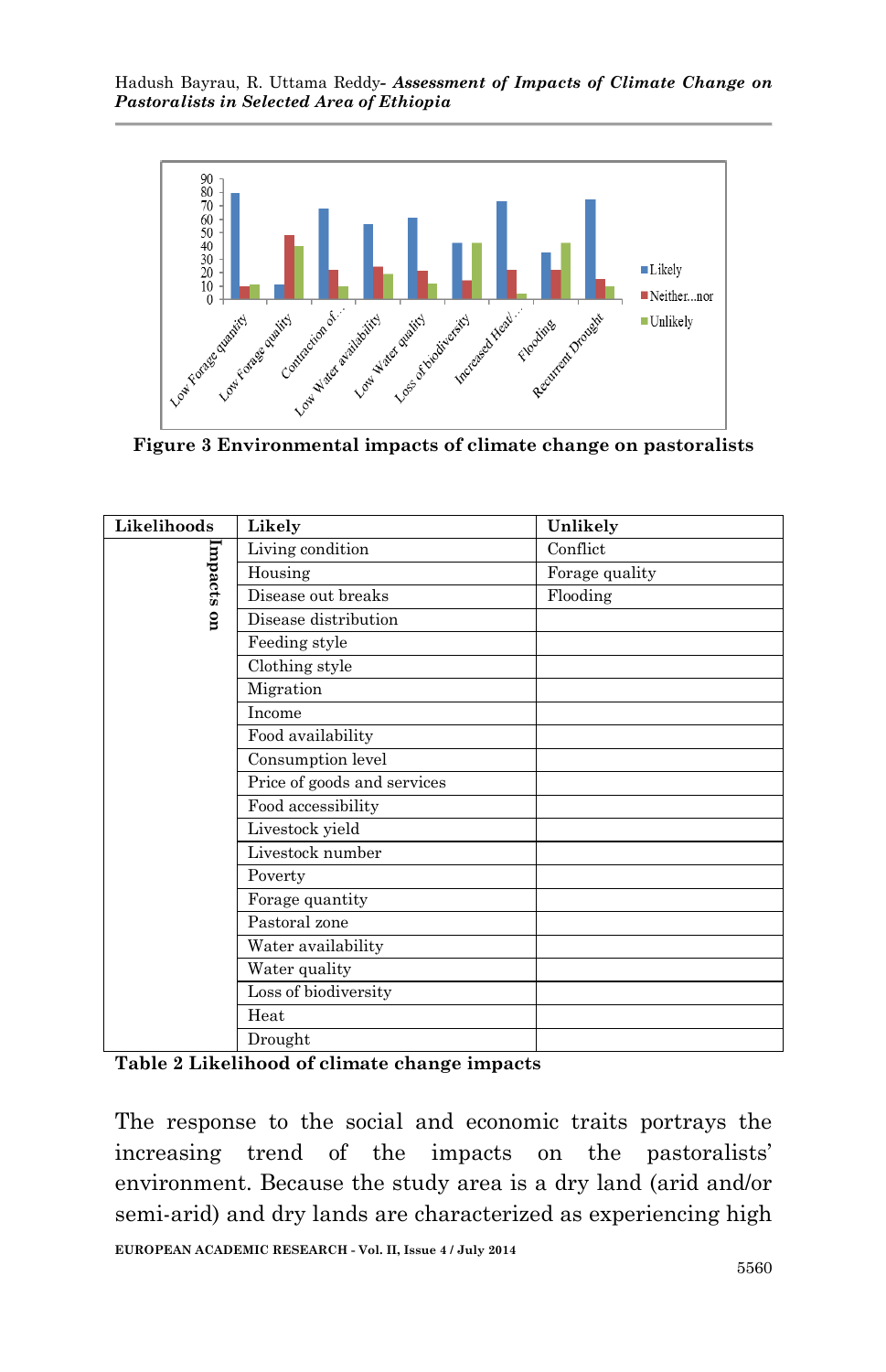**Figure 3 Environmental impacts of climate change on pastoralists**

| Likelihoods | Likely | Unlikely |
|---|---|---|
| Impacts on | Living condition | Conflict |
| | Housing | Forage quality |
| | Disease out breaks | Flooding |
| | Disease distribution | |
| | Feeding style | |
| | Clothing style | |
| | Migration | |
| | Income | |
| | Food availability | |
| | Consumption level | |
| | Price of goods and services | |
| | Food accessibility | |
| | Livestock yield | |
| | Livestock number | |
| | Poverty | |
| | Forage quantity | |
| | Pastoral zone | |
| | Water availability | |
| | Water quality | |
| | Loss of biodiversity | |
| | Heat | |
| | Drought | |

**Table 2 Likelihood of climate change impacts**

The response to the social and economic traits portrays the increasing trend of the impacts on the pastoralists' environment. Because the study area is a dry land (arid and/or semi-arid) and dry lands are characterized as experiencing high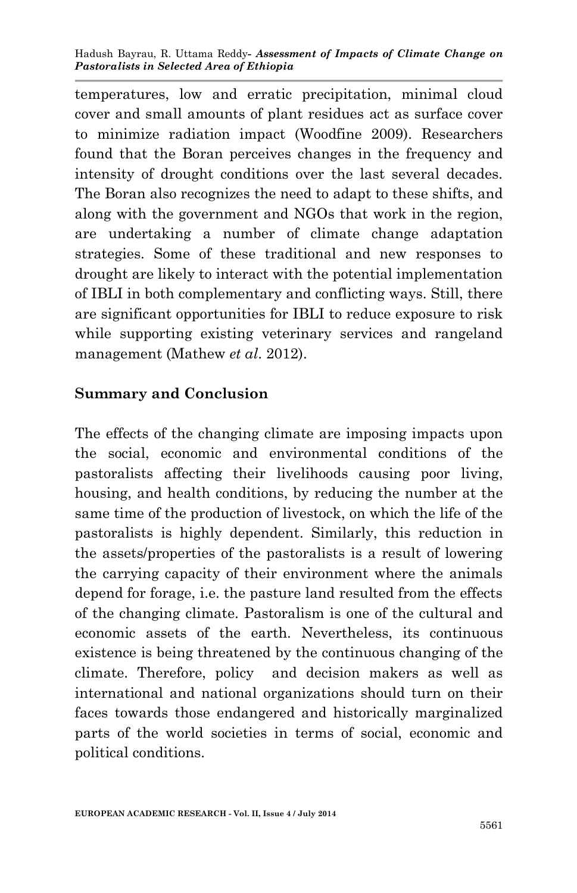temperatures, low and erratic precipitation, minimal cloud cover and small amounts of plant residues act as surface cover to minimize radiation impact (Woodfine 2009). Researchers found that the Boran perceives changes in the frequency and intensity of drought conditions over the last several decades. The Boran also recognizes the need to adapt to these shifts, and along with the government and NGOs that work in the region, are undertaking a number of climate change adaptation strategies. Some of these traditional and new responses to drought are likely to interact with the potential implementation of IBLI in both complementary and conflicting ways. Still, there are significant opportunities for IBLI to reduce exposure to risk while supporting existing veterinary services and rangeland management (Mathew *et al*. 2012).

## Summary and Conclusion

The effects of the changing climate are imposing impacts upon the social, economic and environmental conditions of the pastoralists affecting their livelihoods causing poor living, housing, and health conditions, by reducing the number at the same time of the production of livestock, on which the life of the pastoralists is highly dependent. Similarly, this reduction in the assets/properties of the pastoralists is a result of lowering the carrying capacity of their environment where the animals depend for forage, i.e. the pasture land resulted from the effects of the changing climate. Pastoralism is one of the cultural and economic assets of the earth. Nevertheless, its continuous existence is being threatened by the continuous changing of the climate. Therefore, policy and decision makers as well as international and national organizations should turn on their faces towards those endangered and historically marginalized parts of the world societies in terms of social, economic and political conditions.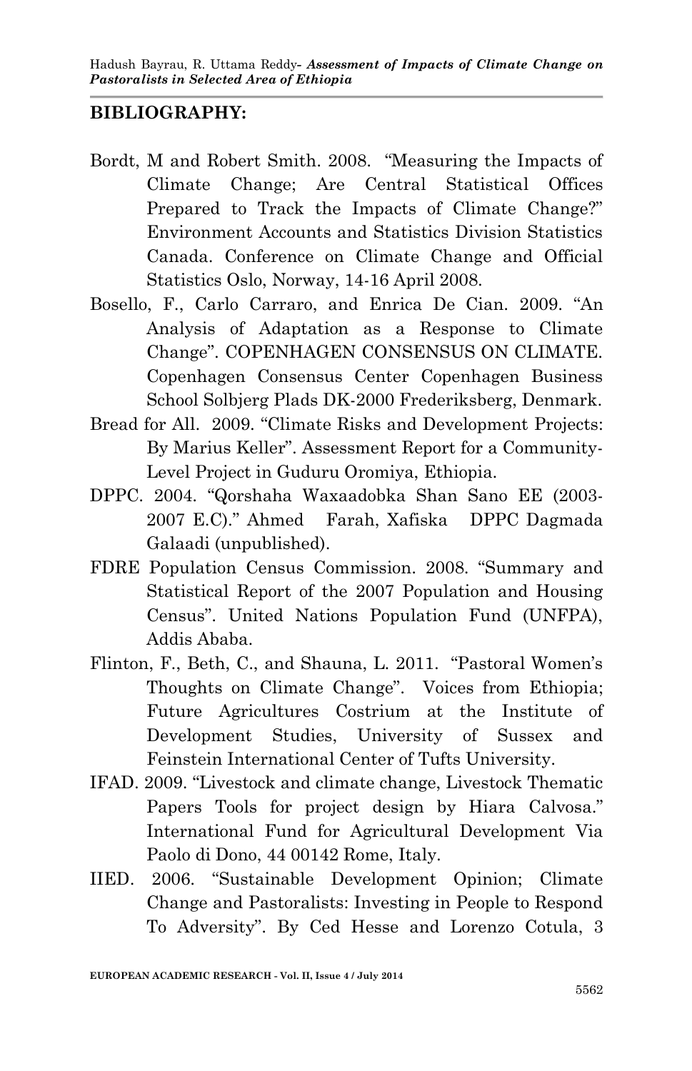## BIBLIOGRAPHY:

Bordt, M and Robert Smith. 2008. "Measuring the Impacts of Climate Change; Are Central Statistical Offices Prepared to Track the Impacts of Climate Change?" Environment Accounts and Statistics Division Statistics Canada. Conference on Climate Change and Official Statistics Oslo, Norway, 14-16 April 2008.

Bosello, F., Carlo Carraro, and Enrica De Cian. 2009. "An Analysis of Adaptation as a Response to Climate Change". COPENHAGEN CONSENSUS ON CLIMATE. Copenhagen Consensus Center Copenhagen Business School Solbjerg Plads DK-2000 Frederiksberg, Denmark.

Bread for All. 2009. "Climate Risks and Development Projects: By Marius Keller". Assessment Report for a Community-Level Project in Guduru Oromiya, Ethiopia.

DPPC. 2004. "Qorshaha Waxaadobka Shan Sano EE (2003-2007 E.C)." Ahmed Farah, Xafiska DPPC Dagmada Galaadi (unpublished).

FDRE Population Census Commission. 2008. "Summary and Statistical Report of the 2007 Population and Housing Census". United Nations Population Fund (UNFPA), Addis Ababa.

Flinton, F., Beth, C., and Shauna, L. 2011. "Pastoral Women's Thoughts on Climate Change". Voices from Ethiopia; Future Agricultures Costrium at the Institute of Development Studies, University of Sussex and Feinstein International Center of Tufts University.

IFAD. 2009. "Livestock and climate change, Livestock Thematic Papers Tools for project design by Hiara Calvosa." International Fund for Agricultural Development Via Paolo di Dono, 44 00142 Rome, Italy.

IIED. 2006. "Sustainable Development Opinion; Climate Change and Pastoralists: Investing in People to Respond To Adversity". By Ced Hesse and Lorenzo Cotula, 3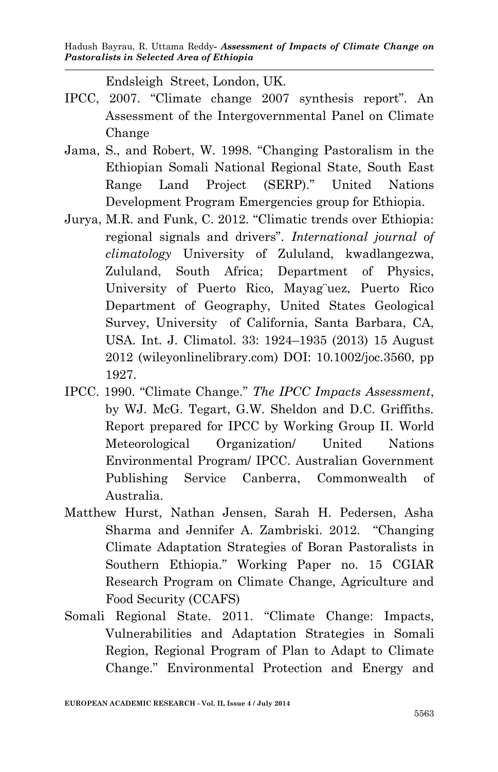Endsleigh Street, London, UK.

IPCC, 2007. "Climate change 2007 synthesis report". An Assessment of the Intergovernmental Panel on Climate Change

Jama, S., and Robert, W. 1998. "Changing Pastoralism in the Ethiopian Somali National Regional State, South East Range Land Project (SERP)." United Nations Development Program Emergencies group for Ethiopia.

Jurya, M.R. and Funk, C. 2012. "Climatic trends over Ethiopia: regional signals and drivers". *International journal of climatology* University of Zululand, kwadlangezwa, Zululand, South Africa; Department of Physics, University of Puerto Rico, Mayag¨uez, Puerto Rico Department of Geography, United States Geological Survey, University of California, Santa Barbara, CA, USA. Int. J. Climatol. 33: 1924–1935 (2013) 15 August 2012 (wileyonlinelibrary.com) DOI: 10.1002/joc.3560, pp 1927.

IPCC. 1990. "Climate Change." *The IPCC Impacts Assessment*, by WJ. McG. Tegart, G.W. Sheldon and D.C. Griffiths. Report prepared for IPCC by Working Group II. World Meteorological Organization/ United Nations Environmental Program/ IPCC. Australian Government Publishing Service Canberra, Commonwealth of Australia.

Matthew Hurst, Nathan Jensen, Sarah H. Pedersen, Asha Sharma and Jennifer A. Zambriski. 2012. "Changing Climate Adaptation Strategies of Boran Pastoralists in Southern Ethiopia." Working Paper no. 15 CGIAR Research Program on Climate Change, Agriculture and Food Security (CCAFS)

Somali Regional State. 2011. "Climate Change: Impacts, Vulnerabilities and Adaptation Strategies in Somali Region, Regional Program of Plan to Adapt to Climate Change." Environmental Protection and Energy and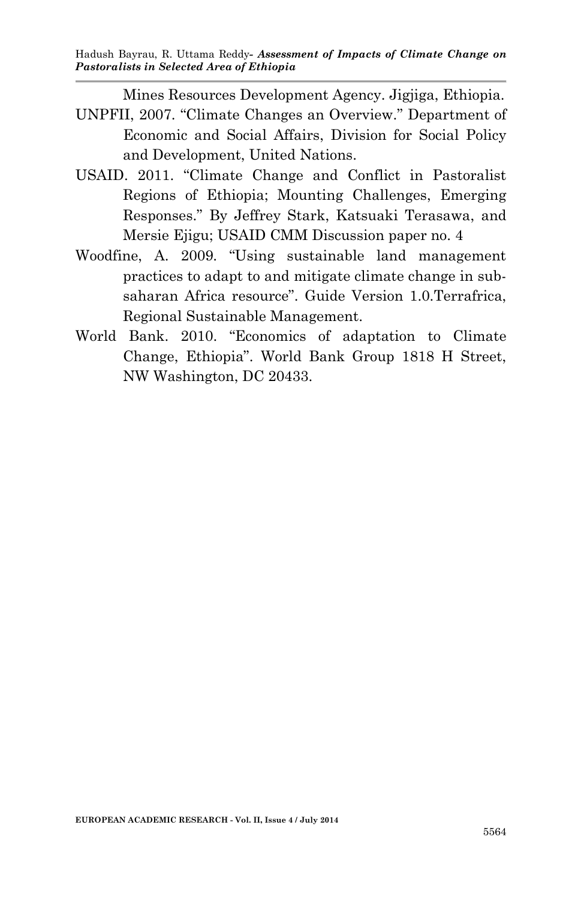Mines Resources Development Agency. Jigjiga, Ethiopia.

UNPFII, 2007. "Climate Changes an Overview." Department of Economic and Social Affairs, Division for Social Policy and Development, United Nations.

USAID. 2011. "Climate Change and Conflict in Pastoralist Regions of Ethiopia; Mounting Challenges, Emerging Responses." By Jeffrey Stark, Katsuaki Terasawa, and Mersie Ejigu; USAID CMM Discussion paper no. 4

Woodfine, A. 2009. "Using sustainable land management practices to adapt to and mitigate climate change in sub-saharan Africa resource". Guide Version 1.0.Terrafrica, Regional Sustainable Management.

World Bank. 2010. "Economics of adaptation to Climate Change, Ethiopia". World Bank Group 1818 H Street, NW Washington, DC 20433.